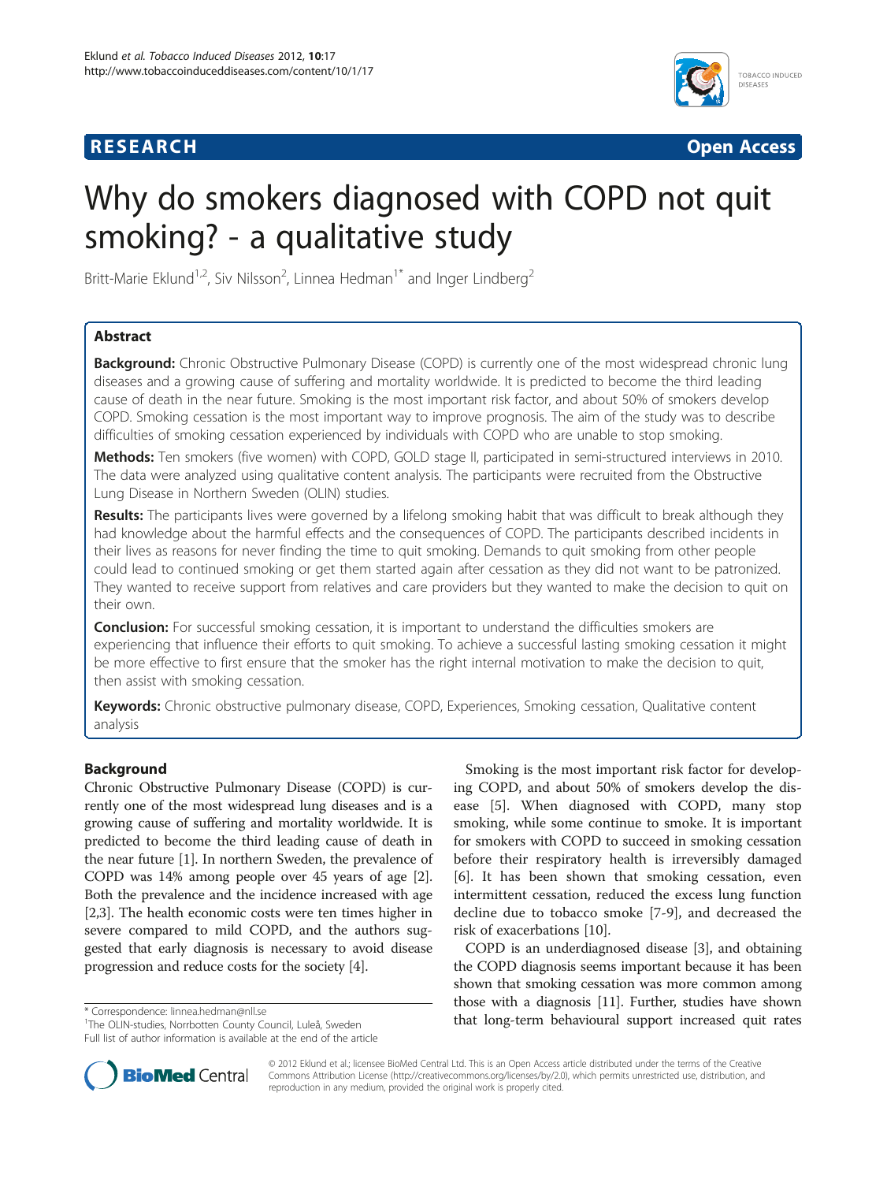RESEARCH Open Access

# Why do smokers diagnosed with COPD not quit smoking? - a qualitative study

Britt-Marie Eklund[1,2], Siv Nilsson[2], Linnea Hedman[1*] and Inger Lindberg[2]

## Abstract

**Background:** Chronic Obstructive Pulmonary Disease (COPD) is currently one of the most widespread chronic lung diseases and a growing cause of suffering and mortality worldwide. It is predicted to become the third leading cause of death in the near future. Smoking is the most important risk factor, and about 50% of smokers develop COPD. Smoking cessation is the most important way to improve prognosis. The aim of the study was to describe difficulties of smoking cessation experienced by individuals with COPD who are unable to stop smoking.

**Methods:** Ten smokers (five women) with COPD, GOLD stage II, participated in semi-structured interviews in 2010. The data were analyzed using qualitative content analysis. The participants were recruited from the Obstructive Lung Disease in Northern Sweden (OLIN) studies.

**Results:** The participants lives were governed by a lifelong smoking habit that was difficult to break although they had knowledge about the harmful effects and the consequences of COPD. The participants described incidents in their lives as reasons for never finding the time to quit smoking. Demands to quit smoking from other people could lead to continued smoking or get them started again after cessation as they did not want to be patronized. They wanted to receive support from relatives and care providers but they wanted to make the decision to quit on their own.

**Conclusion:** For successful smoking cessation, it is important to understand the difficulties smokers are experiencing that influence their efforts to quit smoking. To achieve a successful lasting smoking cessation it might be more effective to first ensure that the smoker has the right internal motivation to make the decision to quit, then assist with smoking cessation.

**Keywords:** Chronic obstructive pulmonary disease, COPD, Experiences, Smoking cessation, Qualitative content analysis

## Background

Chronic Obstructive Pulmonary Disease (COPD) is currently one of the most widespread lung diseases and is a growing cause of suffering and mortality worldwide. It is predicted to become the third leading cause of death in the near future [1]. In northern Sweden, the prevalence of COPD was 14% among people over 45 years of age [2]. Both the prevalence and the incidence increased with age [2,3]. The health economic costs were ten times higher in severe compared to mild COPD, and the authors suggested that early diagnosis is necessary to avoid disease progression and reduce costs for the society [4].

Smoking is the most important risk factor for developing COPD, and about 50% of smokers develop the disease [5]. When diagnosed with COPD, many stop smoking, while some continue to smoke. It is important for smokers with COPD to succeed in smoking cessation before their respiratory health is irreversibly damaged [6]. It has been shown that smoking cessation, even intermittent cessation, reduced the excess lung function decline due to tobacco smoke [7-9], and decreased the risk of exacerbations [10].

COPD is an underdiagnosed disease [3], and obtaining the COPD diagnosis seems important because it has been shown that smoking cessation was more common among those with a diagnosis [11]. Further, studies have shown that long-term behavioural support increased quit rates

\* Correspondence: linnea.hedman@nll.se
[1]The OLIN-studies, Norrbotten County Council, Luleå, Sweden
Full list of author information is available at the end of the article

© 2012 Eklund et al.; licensee BioMed Central Ltd. This is an Open Access article distributed under the terms of the Creative Commons Attribution License (http://creativecommons.org/licenses/by/2.0), which permits unrestricted use, distribution, and reproduction in any medium, provided the original work is properly cited.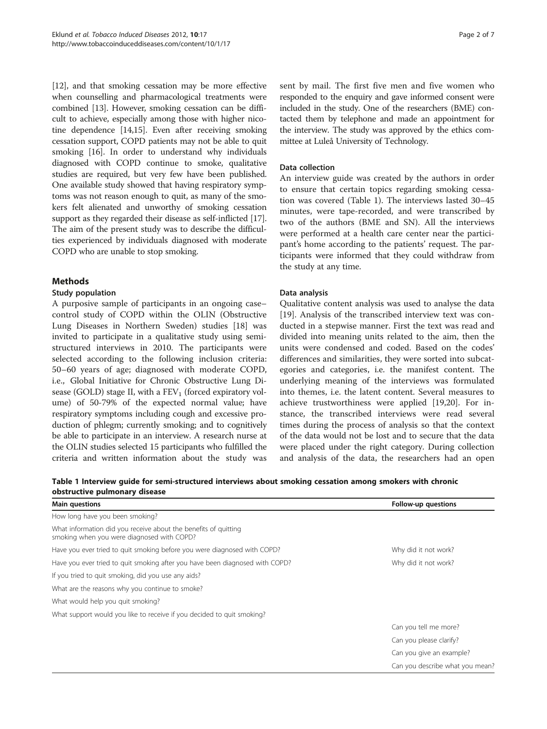[12], and that smoking cessation may be more effective when counselling and pharmacological treatments were combined [13]. However, smoking cessation can be difficult to achieve, especially among those with higher nicotine dependence [14,15]. Even after receiving smoking cessation support, COPD patients may not be able to quit smoking [16]. In order to understand why individuals diagnosed with COPD continue to smoke, qualitative studies are required, but very few have been published. One available study showed that having respiratory symptoms was not reason enough to quit, as many of the smokers felt alienated and unworthy of smoking cessation support as they regarded their disease as self-inflicted [17]. The aim of the present study was to describe the difficulties experienced by individuals diagnosed with moderate COPD who are unable to stop smoking.

## Methods

### Study population

A purposive sample of participants in an ongoing case–control study of COPD within the OLIN (Obstructive Lung Diseases in Northern Sweden) studies [18] was invited to participate in a qualitative study using semi-structured interviews in 2010. The participants were selected according to the following inclusion criteria: 50–60 years of age; diagnosed with moderate COPD, i.e., Global Initiative for Chronic Obstructive Lung Disease (GOLD) stage II, with a $FEV_1$ (forced expiratory volume) of 50-79% of the expected normal value; have respiratory symptoms including cough and excessive production of phlegm; currently smoking; and to cognitively be able to participate in an interview. A research nurse at the OLIN studies selected 15 participants who fulfilled the criteria and written information about the study was sent by mail. The first five men and five women who responded to the enquiry and gave informed consent were included in the study. One of the researchers (BME) contacted them by telephone and made an appointment for the interview. The study was approved by the ethics committee at Luleå University of Technology.

### Data collection

An interview guide was created by the authors in order to ensure that certain topics regarding smoking cessation was covered (Table 1). The interviews lasted 30–45 minutes, were tape-recorded, and were transcribed by two of the authors (BME and SN). All the interviews were performed at a health care center near the participant's home according to the patients' request. The participants were informed that they could withdraw from the study at any time.

### Data analysis

Qualitative content analysis was used to analyse the data [19]. Analysis of the transcribed interview text was conducted in a stepwise manner. First the text was read and divided into meaning units related to the aim, then the units were condensed and coded. Based on the codes' differences and similarities, they were sorted into subcategories and categories, i.e. the manifest content. The underlying meaning of the interviews was formulated into themes, i.e. the latent content. Several measures to achieve trustworthiness were applied [19,20]. For instance, the transcribed interviews were read several times during the process of analysis so that the context of the data would not be lost and to secure that the data were placed under the right category. During collection and analysis of the data, the researchers had an open

**Table 1 Interview guide for semi-structured interviews about smoking cessation among smokers with chronic obstructive pulmonary disease**

| Main questions | Follow-up questions |
|---|---|
| How long have you been smoking? | |
| What information did you receive about the benefits of quitting smoking when you were diagnosed with COPD? | |
| Have you ever tried to quit smoking before you were diagnosed with COPD? | Why did it not work? |
| Have you ever tried to quit smoking after you have been diagnosed with COPD? | Why did it not work? |
| If you tried to quit smoking, did you use any aids? | |
| What are the reasons why you continue to smoke? | |
| What would help you quit smoking? | |
| What support would you like to receive if you decided to quit smoking? | |
| | Can you tell me more? |
| | Can you please clarify? |
| | Can you give an example? |
| | Can you describe what you mean? |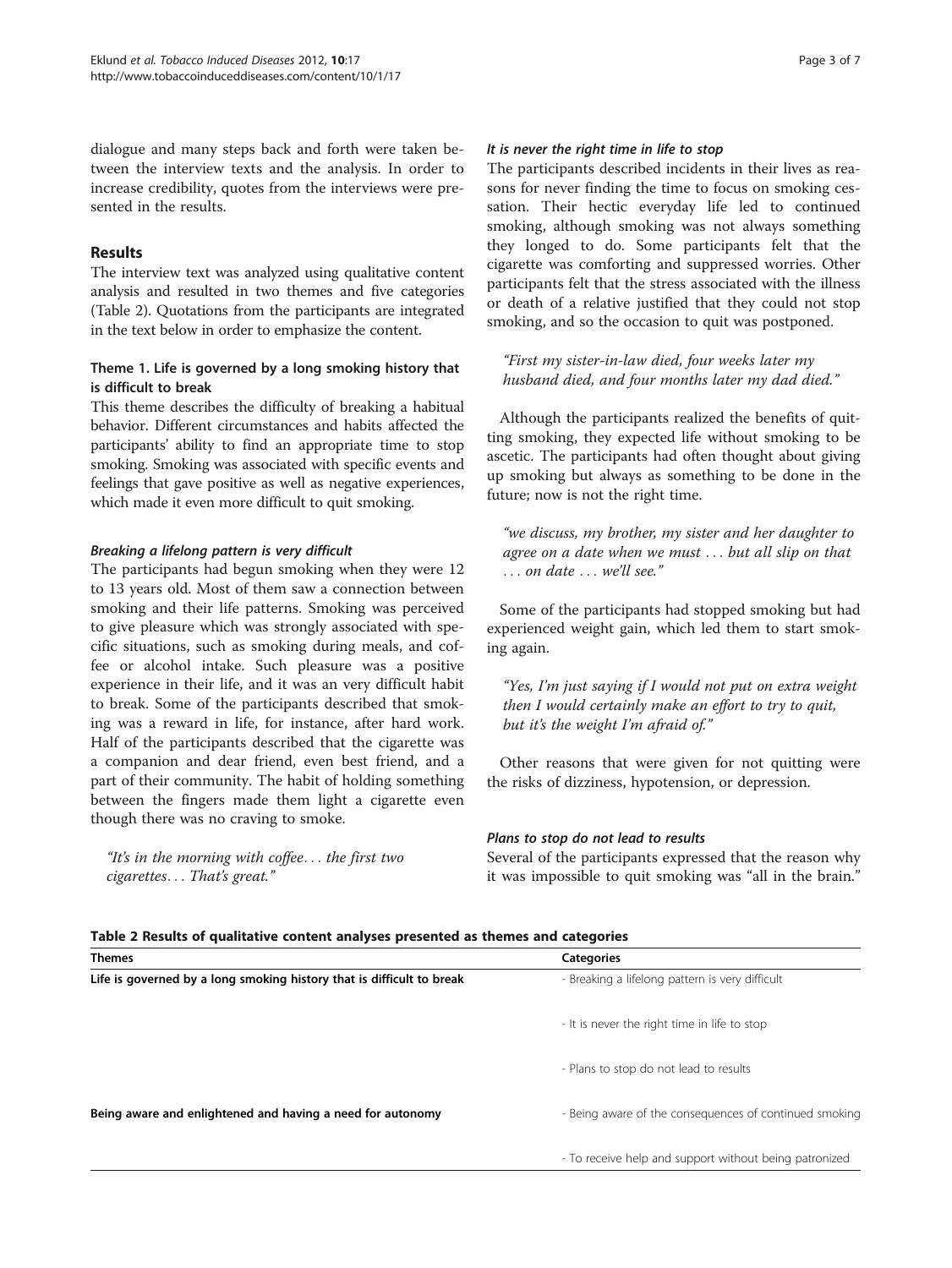dialogue and many steps back and forth were taken between the interview texts and the analysis. In order to increase credibility, quotes from the interviews were presented in the results.

## Results

The interview text was analyzed using qualitative content analysis and resulted in two themes and five categories (Table 2). Quotations from the participants are integrated in the text below in order to emphasize the content.

### Theme 1. Life is governed by a long smoking history that is difficult to break

This theme describes the difficulty of breaking a habitual behavior. Different circumstances and habits affected the participants' ability to find an appropriate time to stop smoking. Smoking was associated with specific events and feelings that gave positive as well as negative experiences, which made it even more difficult to quit smoking.

#### *Breaking a lifelong pattern is very difficult*

The participants had begun smoking when they were 12 to 13 years old. Most of them saw a connection between smoking and their life patterns. Smoking was perceived to give pleasure which was strongly associated with specific situations, such as smoking during meals, and coffee or alcohol intake. Such pleasure was a positive experience in their life, and it was an very difficult habit to break. Some of the participants described that smoking was a reward in life, for instance, after hard work. Half of the participants described that the cigarette was a companion and dear friend, even best friend, and a part of their community. The habit of holding something between the fingers made them light a cigarette even though there was no craving to smoke.

> *"It's in the morning with coffee... the first two cigarettes... That's great."*

#### *It is never the right time in life to stop*

The participants described incidents in their lives as reasons for never finding the time to focus on smoking cessation. Their hectic everyday life led to continued smoking, although smoking was not always something they longed to do. Some participants felt that the cigarette was comforting and suppressed worries. Other participants felt that the stress associated with the illness or death of a relative justified that they could not stop smoking, and so the occasion to quit was postponed.

> *"First my sister-in-law died, four weeks later my husband died, and four months later my dad died."*

Although the participants realized the benefits of quitting smoking, they expected life without smoking to be ascetic. The participants had often thought about giving up smoking but always as something to be done in the future; now is not the right time.

> *"we discuss, my brother, my sister and her daughter to agree on a date when we must ... but all slip on that ... on date ... we'll see."*

Some of the participants had stopped smoking but had experienced weight gain, which led them to start smoking again.

> *"Yes, I'm just saying if I would not put on extra weight then I would certainly make an effort to try to quit, but it's the weight I'm afraid of."*

Other reasons that were given for not quitting were the risks of dizziness, hypotension, or depression.

#### *Plans to stop do not lead to results*

Several of the participants expressed that the reason why it was impossible to quit smoking was "all in the brain."

**Table 2 Results of qualitative content analyses presented as themes and categories**

| Themes | Categories |
| --- | --- |
| **Life is governed by a long smoking history that is difficult to break** | - Breaking a lifelong pattern is very difficult |
| | - It is never the right time in life to stop |
| | - Plans to stop do not lead to results |
| **Being aware and enlightened and having a need for autonomy** | - Being aware of the consequences of continued smoking |
| | - To receive help and support without being patronized |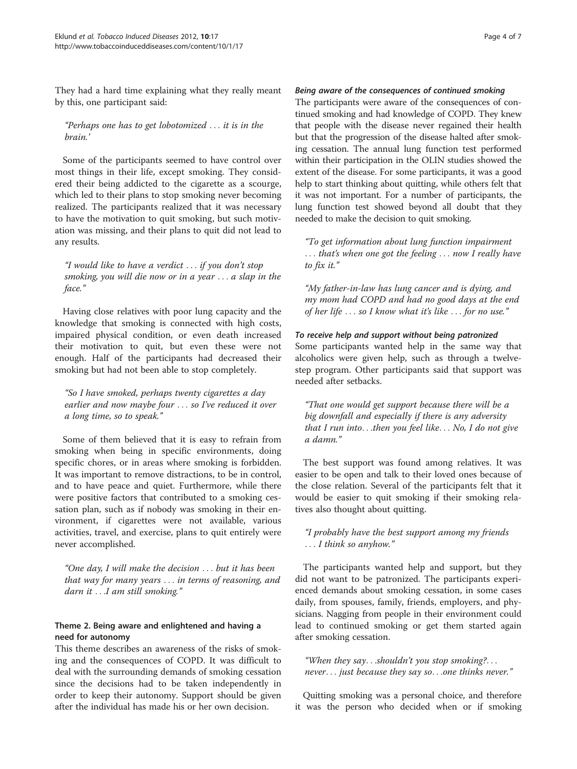They had a hard time explaining what they really meant by this, one participant said:

> "Perhaps one has to get lobotomized ... it is in the brain.'

Some of the participants seemed to have control over most things in their life, except smoking. They considered their being addicted to the cigarette as a scourge, which led to their plans to stop smoking never becoming realized. The participants realized that it was necessary to have the motivation to quit smoking, but such motivation was missing, and their plans to quit did not lead to any results.

> "I would like to have a verdict ... if you don't stop smoking, you will die now or in a year ... a slap in the face."

Having close relatives with poor lung capacity and the knowledge that smoking is connected with high costs, impaired physical condition, or even death increased their motivation to quit, but even these were not enough. Half of the participants had decreased their smoking but had not been able to stop completely.

> "So I have smoked, perhaps twenty cigarettes a day earlier and now maybe four ... so I've reduced it over a long time, so to speak."

Some of them believed that it is easy to refrain from smoking when being in specific environments, doing specific chores, or in areas where smoking is forbidden. It was important to remove distractions, to be in control, and to have peace and quiet. Furthermore, while there were positive factors that contributed to a smoking cessation plan, such as if nobody was smoking in their environment, if cigarettes were not available, various activities, travel, and exercise, plans to quit entirely were never accomplished.

> "One day, I will make the decision ... but it has been that way for many years ... in terms of reasoning, and darn it ...I am still smoking."

### Theme 2. Being aware and enlightened and having a need for autonomy

This theme describes an awareness of the risks of smoking and the consequences of COPD. It was difficult to deal with the surrounding demands of smoking cessation since the decisions had to be taken independently in order to keep their autonomy. Support should be given after the individual has made his or her own decision.

#### *Being aware of the consequences of continued smoking*

The participants were aware of the consequences of continued smoking and had knowledge of COPD. They knew that people with the disease never regained their health but that the progression of the disease halted after smoking cessation. The annual lung function test performed within their participation in the OLIN studies showed the extent of the disease. For some participants, it was a good help to start thinking about quitting, while others felt that it was not important. For a number of participants, the lung function test showed beyond all doubt that they needed to make the decision to quit smoking.

> "To get information about lung function impairment ... that's when one got the feeling ... now I really have to fix it."

> "My father-in-law has lung cancer and is dying, and my mom had COPD and had no good days at the end of her life ... so I know what it's like ... for no use."

#### *To receive help and support without being patronized*

Some participants wanted help in the same way that alcoholics were given help, such as through a twelve-step program. Other participants said that support was needed after setbacks.

> "That one would get support because there will be a big downfall and especially if there is any adversity that I run into...then you feel like... No, I do not give a damn."

The best support was found among relatives. It was easier to be open and talk to their loved ones because of the close relation. Several of the participants felt that it would be easier to quit smoking if their smoking relatives also thought about quitting.

> "I probably have the best support among my friends ... I think so anyhow."

The participants wanted help and support, but they did not want to be patronized. The participants experienced demands about smoking cessation, in some cases daily, from spouses, family, friends, employers, and physicians. Nagging from people in their environment could lead to continued smoking or get them started again after smoking cessation.

> "When they say...shouldn't you stop smoking?... never... just because they say so...one thinks never."

Quitting smoking was a personal choice, and therefore it was the person who decided when or if smoking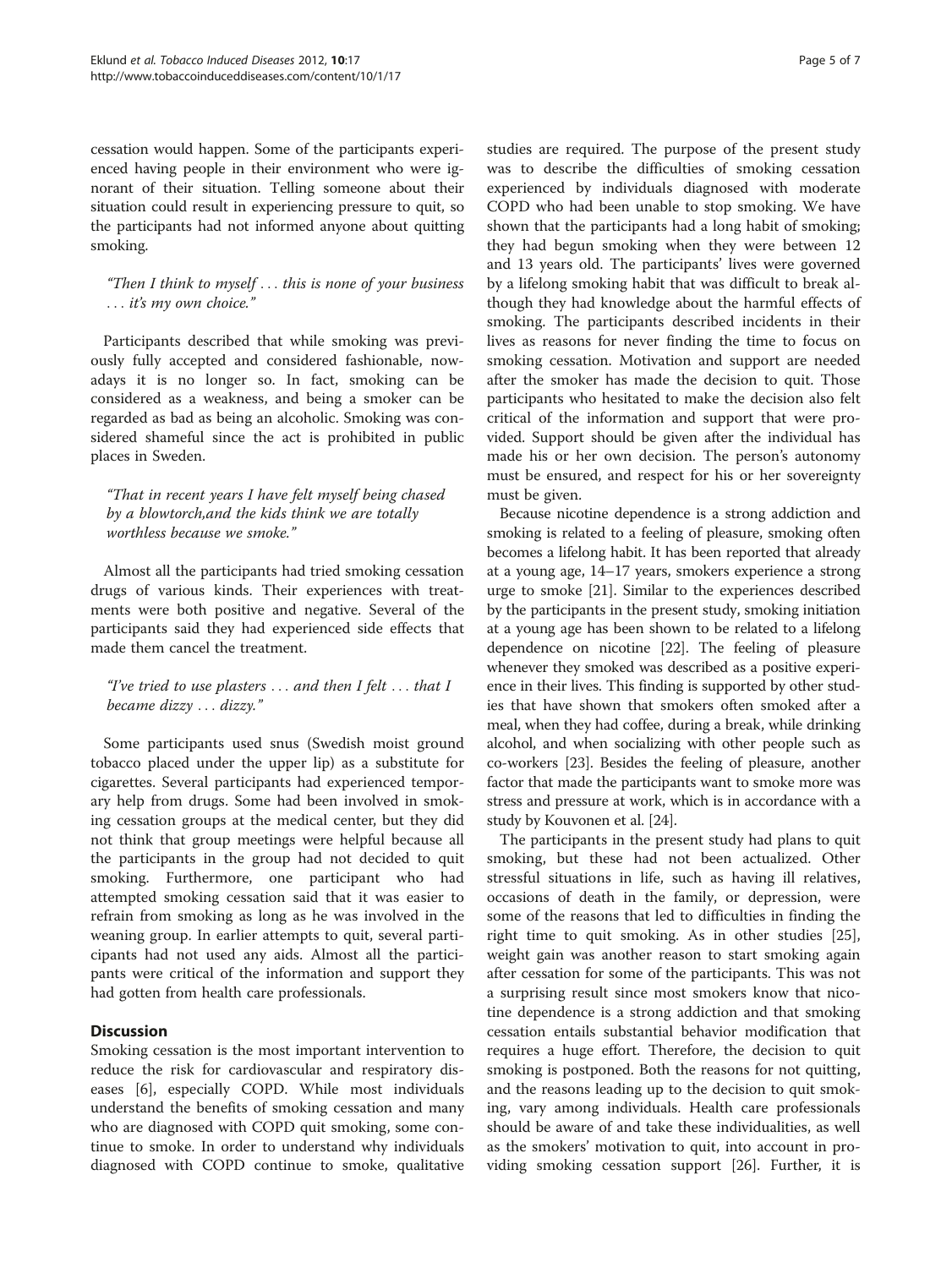cessation would happen. Some of the participants experienced having people in their environment who were ignorant of their situation. Telling someone about their situation could result in experiencing pressure to quit, so the participants had not informed anyone about quitting smoking.

*"Then I think to myself . . . this is none of your business . . . it's my own choice."*

Participants described that while smoking was previously fully accepted and considered fashionable, nowadays it is no longer so. In fact, smoking can be considered as a weakness, and being a smoker can be regarded as bad as being an alcoholic. Smoking was considered shameful since the act is prohibited in public places in Sweden.

*"That in recent years I have felt myself being chased by a blowtorch,and the kids think we are totally worthless because we smoke."*

Almost all the participants had tried smoking cessation drugs of various kinds. Their experiences with treatments were both positive and negative. Several of the participants said they had experienced side effects that made them cancel the treatment.

*"I've tried to use plasters . . . and then I felt . . . that I became dizzy . . . dizzy."*

Some participants used snus (Swedish moist ground tobacco placed under the upper lip) as a substitute for cigarettes. Several participants had experienced temporary help from drugs. Some had been involved in smoking cessation groups at the medical center, but they did not think that group meetings were helpful because all the participants in the group had not decided to quit smoking. Furthermore, one participant who had attempted smoking cessation said that it was easier to refrain from smoking as long as he was involved in the weaning group. In earlier attempts to quit, several participants had not used any aids. Almost all the participants were critical of the information and support they had gotten from health care professionals.

## Discussion

Smoking cessation is the most important intervention to reduce the risk for cardiovascular and respiratory diseases [6], especially COPD. While most individuals understand the benefits of smoking cessation and many who are diagnosed with COPD quit smoking, some continue to smoke. In order to understand why individuals diagnosed with COPD continue to smoke, qualitative studies are required. The purpose of the present study was to describe the difficulties of smoking cessation experienced by individuals diagnosed with moderate COPD who had been unable to stop smoking. We have shown that the participants had a long habit of smoking; they had begun smoking when they were between 12 and 13 years old. The participants' lives were governed by a lifelong smoking habit that was difficult to break although they had knowledge about the harmful effects of smoking. The participants described incidents in their lives as reasons for never finding the time to focus on smoking cessation. Motivation and support are needed after the smoker has made the decision to quit. Those participants who hesitated to make the decision also felt critical of the information and support that were provided. Support should be given after the individual has made his or her own decision. The person's autonomy must be ensured, and respect for his or her sovereignty must be given.

Because nicotine dependence is a strong addiction and smoking is related to a feeling of pleasure, smoking often becomes a lifelong habit. It has been reported that already at a young age, 14–17 years, smokers experience a strong urge to smoke [21]. Similar to the experiences described by the participants in the present study, smoking initiation at a young age has been shown to be related to a lifelong dependence on nicotine [22]. The feeling of pleasure whenever they smoked was described as a positive experience in their lives. This finding is supported by other studies that have shown that smokers often smoked after a meal, when they had coffee, during a break, while drinking alcohol, and when socializing with other people such as co-workers [23]. Besides the feeling of pleasure, another factor that made the participants want to smoke more was stress and pressure at work, which is in accordance with a study by Kouvonen et al. [24].

The participants in the present study had plans to quit smoking, but these had not been actualized. Other stressful situations in life, such as having ill relatives, occasions of death in the family, or depression, were some of the reasons that led to difficulties in finding the right time to quit smoking. As in other studies [25], weight gain was another reason to start smoking again after cessation for some of the participants. This was not a surprising result since most smokers know that nicotine dependence is a strong addiction and that smoking cessation entails substantial behavior modification that requires a huge effort. Therefore, the decision to quit smoking is postponed. Both the reasons for not quitting, and the reasons leading up to the decision to quit smoking, vary among individuals. Health care professionals should be aware of and take these individualities, as well as the smokers' motivation to quit, into account in providing smoking cessation support [26]. Further, it is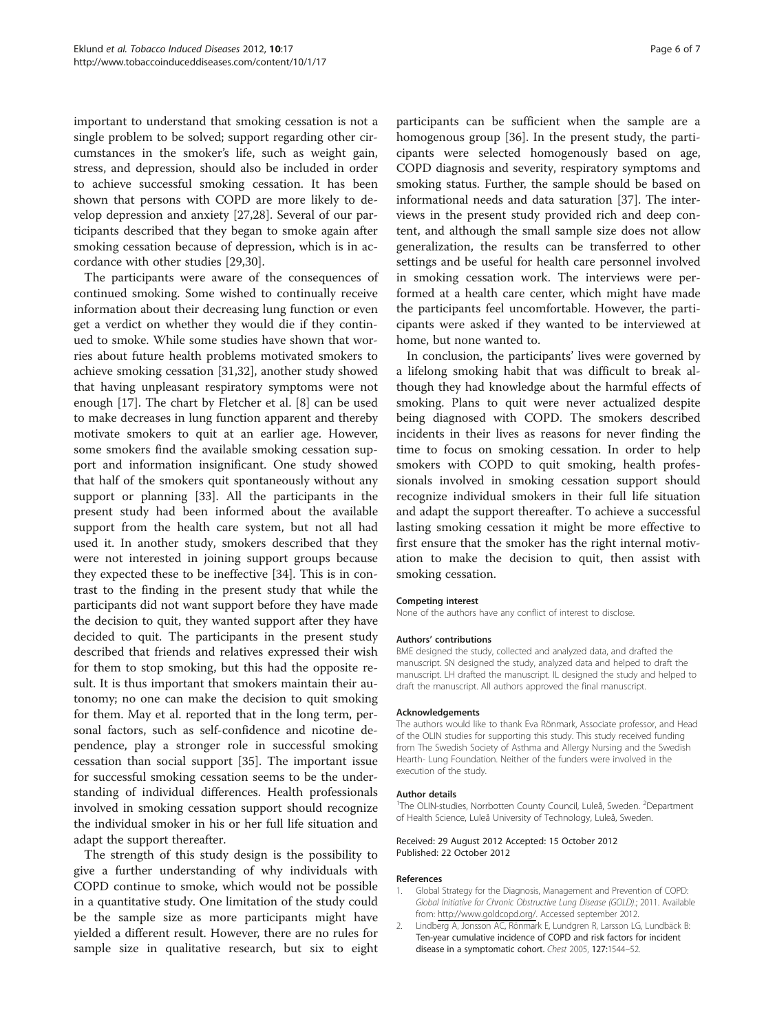important to understand that smoking cessation is not a single problem to be solved; support regarding other circumstances in the smoker's life, such as weight gain, stress, and depression, should also be included in order to achieve successful smoking cessation. It has been shown that persons with COPD are more likely to develop depression and anxiety [27,28]. Several of our participants described that they began to smoke again after smoking cessation because of depression, which is in accordance with other studies [29,30].

The participants were aware of the consequences of continued smoking. Some wished to continually receive information about their decreasing lung function or even get a verdict on whether they would die if they continued to smoke. While some studies have shown that worries about future health problems motivated smokers to achieve smoking cessation [31,32], another study showed that having unpleasant respiratory symptoms were not enough [17]. The chart by Fletcher et al. [8] can be used to make decreases in lung function apparent and thereby motivate smokers to quit at an earlier age. However, some smokers find the available smoking cessation support and information insignificant. One study showed that half of the smokers quit spontaneously without any support or planning [33]. All the participants in the present study had been informed about the available support from the health care system, but not all had used it. In another study, smokers described that they were not interested in joining support groups because they expected these to be ineffective [34]. This is in contrast to the finding in the present study that while the participants did not want support before they have made the decision to quit, they wanted support after they have decided to quit. The participants in the present study described that friends and relatives expressed their wish for them to stop smoking, but this had the opposite result. It is thus important that smokers maintain their autonomy; no one can make the decision to quit smoking for them. May et al. reported that in the long term, personal factors, such as self-confidence and nicotine dependence, play a stronger role in successful smoking cessation than social support [35]. The important issue for successful smoking cessation seems to be the understanding of individual differences. Health professionals involved in smoking cessation support should recognize the individual smoker in his or her full life situation and adapt the support thereafter.

The strength of this study design is the possibility to give a further understanding of why individuals with COPD continue to smoke, which would not be possible in a quantitative study. One limitation of the study could be the sample size as more participants might have yielded a different result. However, there are no rules for sample size in qualitative research, but six to eight participants can be sufficient when the sample are a homogenous group [36]. In the present study, the participants were selected homogenously based on age, COPD diagnosis and severity, respiratory symptoms and smoking status. Further, the sample should be based on informational needs and data saturation [37]. The interviews in the present study provided rich and deep content, and although the small sample size does not allow generalization, the results can be transferred to other settings and be useful for health care personnel involved in smoking cessation work. The interviews were performed at a health care center, which might have made the participants feel uncomfortable. However, the participants were asked if they wanted to be interviewed at home, but none wanted to.

In conclusion, the participants' lives were governed by a lifelong smoking habit that was difficult to break although they had knowledge about the harmful effects of smoking. Plans to quit were never actualized despite being diagnosed with COPD. The smokers described incidents in their lives as reasons for never finding the time to focus on smoking cessation. In order to help smokers with COPD to quit smoking, health professionals involved in smoking cessation support should recognize individual smokers in their full life situation and adapt the support thereafter. To achieve a successful lasting smoking cessation it might be more effective to first ensure that the smoker has the right internal motivation to make the decision to quit, then assist with smoking cessation.

#### Competing interest

None of the authors have any conflict of interest to disclose.

#### Authors' contributions

BME designed the study, collected and analyzed data, and drafted the manuscript. SN designed the study, analyzed data and helped to draft the manuscript. LH drafted the manuscript. IL designed the study and helped to draft the manuscript. All authors approved the final manuscript.

#### Acknowledgements

The authors would like to thank Eva Rönmark, Associate professor, and Head of the OLIN studies for supporting this study. This study received funding from The Swedish Society of Asthma and Allergy Nursing and the Swedish Hearth- Lung Foundation. Neither of the funders were involved in the execution of the study.

#### Author details

[1]The OLIN-studies, Norrbotten County Council, Luleå, Sweden. [2]Department of Health Science, Luleå University of Technology, Luleå, Sweden.

Received: 29 August 2012 Accepted: 15 October 2012
Published: 22 October 2012

#### References

1. Global Strategy for the Diagnosis, Management and Prevention of COPD: *Global Initiative for Chronic Obstructive Lung Disease (GOLD).*; 2011. Available from: http://www.goldcopd.org/. Accessed september 2012.
2. Lindberg A, Jonsson AC, Rönmark E, Lundgren R, Larsson LG, Lundbäck B: **Ten-year cumulative incidence of COPD and risk factors for incident disease in a symptomatic cohort.** *Chest* 2005, **127:**1544–52.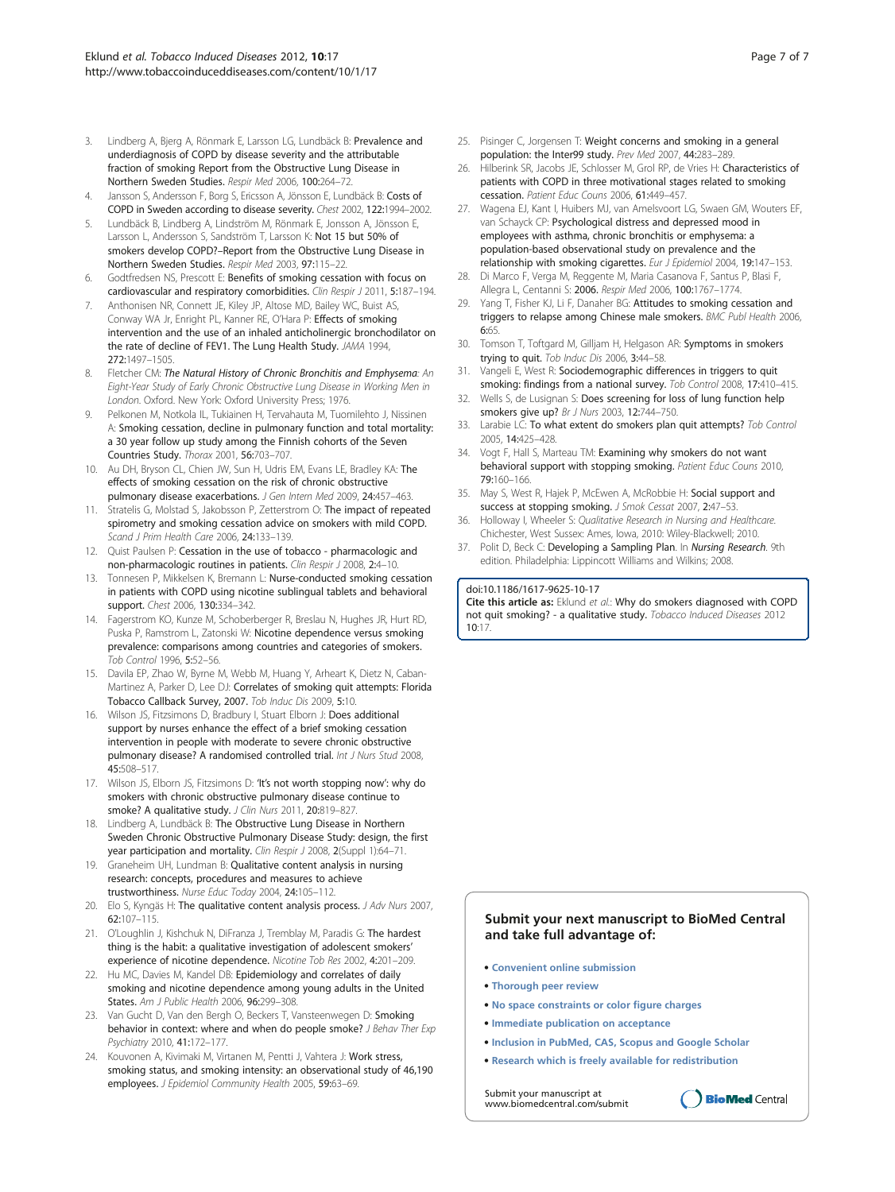3. Lindberg A, Bjerg A, Rönmark E, Larsson LG, Lundbäck B: **Prevalence and underdiagnosis of COPD by disease severity and the attributable fraction of smoking Report from the Obstructive Lung Disease in Northern Sweden Studies.** *Respir Med* 2006, **100:**264–72.
4. Jansson S, Andersson F, Borg S, Ericsson A, Jönsson E, Lundbäck B: **Costs of COPD in Sweden according to disease severity.** *Chest* 2002, **122:**1994–2002.
5. Lundbäck B, Lindberg A, Lindström M, Rönmark E, Jonsson A, Jönsson E, Larsson L, Andersson S, Sandström T, Larsson K: **Not 15 but 50% of smokers develop COPD?–Report from the Obstructive Lung Disease in Northern Sweden Studies.** *Respir Med* 2003, **97:**115–22.
6. Godtfredsen NS, Prescott E: **Benefits of smoking cessation with focus on cardiovascular and respiratory comorbidities.** *Clin Respir J* 2011, **5:**187–194.
7. Anthonisen NR, Connett JE, Kiley JP, Altose MD, Bailey WC, Buist AS, Conway WA Jr, Enright PL, Kanner RE, O'Hara P: **Effects of smoking intervention and the use of an inhaled anticholinergic bronchodilator on the rate of decline of FEV1. The Lung Health Study.** *JAMA* 1994, **272:**1497–1505.
8. Fletcher CM: ***The Natural History of Chronic Bronchitis and Emphysema**: An Eight-Year Study of Early Chronic Obstructive Lung Disease in Working Men in London.* Oxford. New York: Oxford University Press; 1976.
9. Pelkonen M, Notkola IL, Tukiainen H, Tervahauta M, Tuomilehto J, Nissinen A: **Smoking cessation, decline in pulmonary function and total mortality: a 30 year follow up study among the Finnish cohorts of the Seven Countries Study.** *Thorax* 2001, **56:**703–707.
10. Au DH, Bryson CL, Chien JW, Sun H, Udris EM, Evans LE, Bradley KA: **The effects of smoking cessation on the risk of chronic obstructive pulmonary disease exacerbations.** *J Gen Intern Med* 2009, **24:**457–463.
11. Stratelis G, Molstad S, Jakobsson P, Zetterstrom O: **The impact of repeated spirometry and smoking cessation advice on smokers with mild COPD.** *Scand J Prim Health Care* 2006, **24:**133–139.
12. Quist Paulsen P: **Cessation in the use of tobacco - pharmacologic and non-pharmacologic routines in patients.** *Clin Respir J* 2008, **2:**4–10.
13. Tonnesen P, Mikkelsen K, Bremann L: **Nurse-conducted smoking cessation in patients with COPD using nicotine sublingual tablets and behavioral support.** *Chest* 2006, **130:**334–342.
14. Fagerstrom KO, Kunze M, Schoberberger R, Breslau N, Hughes JR, Hurt RD, Puska P, Ramstrom L, Zatonski W: **Nicotine dependence versus smoking prevalence: comparisons among countries and categories of smokers.** *Tob Control* 1996, **5:**52–56.
15. Davila EP, Zhao W, Byrne M, Webb M, Huang Y, Arheart K, Dietz N, Caban-Martinez A, Parker D, Lee DJ: **Correlates of smoking quit attempts: Florida Tobacco Callback Survey, 2007.** *Tob Induc Dis* 2009, **5:**10.
16. Wilson JS, Fitzsimons D, Bradbury I, Stuart Elborn J: **Does additional support by nurses enhance the effect of a brief smoking cessation intervention in people with moderate to severe chronic obstructive pulmonary disease? A randomised controlled trial.** *Int J Nurs Stud* 2008, **45:**508–517.
17. Wilson JS, Elborn JS, Fitzsimons D: **'It's not worth stopping now': why do smokers with chronic obstructive pulmonary disease continue to smoke? A qualitative study.** *J Clin Nurs* 2011, **20:**819–827.
18. Lindberg A, Lundbäck B: **The Obstructive Lung Disease in Northern Sweden Chronic Obstructive Pulmonary Disease Study: design, the first year participation and mortality.** *Clin Respir J* 2008, **2**(Suppl 1):64–71.
19. Graneheim UH, Lundman B: **Qualitative content analysis in nursing research: concepts, procedures and measures to achieve trustworthiness.** *Nurse Educ Today* 2004, **24:**105–112.
20. Elo S, Kyngäs H: **The qualitative content analysis process.** *J Adv Nurs* 2007, **62:**107–115.
21. O'Loughlin J, Kishchuk N, DiFranza J, Tremblay M, Paradis G: **The hardest thing is the habit: a qualitative investigation of adolescent smokers' experience of nicotine dependence.** *Nicotine Tob Res* 2002, **4:**201–209.
22. Hu MC, Davies M, Kandel DB: **Epidemiology and correlates of daily smoking and nicotine dependence among young adults in the United States.** *Am J Public Health* 2006, **96:**299–308.
23. Van Gucht D, Van den Bergh O, Beckers T, Vansteenwegen D: **Smoking behavior in context: where and when do people smoke?** *J Behav Ther Exp Psychiatry* 2010, **41:**172–177.
24. Kouvonen A, Kivimaki M, Virtanen M, Pentti J, Vahtera J: **Work stress, smoking status, and smoking intensity: an observational study of 46,190 employees.** *J Epidemiol Community Health* 2005, **59:**63–69.
25. Pisinger C, Jorgensen T: **Weight concerns and smoking in a general population: the Inter99 study.** *Prev Med* 2007, **44:**283–289.
26. Hilberink SR, Jacobs JE, Schlosser M, Grol RP, de Vries H: **Characteristics of patients with COPD in three motivational stages related to smoking cessation.** *Patient Educ Couns* 2006, **61:**449–457.
27. Wagena EJ, Kant I, Huibers MJ, van Amelsvoort LG, Swaen GM, Wouters EF, van Schayck CP: **Psychological distress and depressed mood in employees with asthma, chronic bronchitis or emphysema: a population-based observational study on prevalence and the relationship with smoking cigarettes.** *Eur J Epidemiol* 2004, **19:**147–153.
28. Di Marco F, Verga M, Reggente M, Maria Casanova F, Santus P, Blasi F, Allegra L, Centanni S: **2006.** *Respir Med* 2006, **100:**1767–1774.
29. Yang T, Fisher KJ, Li F, Danaher BG: **Attitudes to smoking cessation and triggers to relapse among Chinese male smokers.** *BMC Publ Health* 2006, **6:**65.
30. Tomson T, Toftgard M, Gilljam H, Helgason AR: **Symptoms in smokers trying to quit.** *Tob Induc Dis* 2006, **3:**44–58.
31. Vangeli E, West R: **Sociodemographic differences in triggers to quit smoking: findings from a national survey.** *Tob Control* 2008, **17:**410–415.
32. Wells S, de Lusignan S: **Does screening for loss of lung function help smokers give up?** *Br J Nurs* 2003, **12:**744–750.
33. Larabie LC: **To what extent do smokers plan quit attempts?** *Tob Control* 2005, **14:**425–428.
34. Vogt F, Hall S, Marteau TM: **Examining why smokers do not want behavioral support with stopping smoking.** *Patient Educ Couns* 2010, **79:**160–166.
35. May S, West R, Hajek P, McEwen A, McRobbie H: **Social support and success at stopping smoking.** *J Smok Cessat* 2007, **2:**47–53.
36. Holloway I, Wheeler S: *Qualitative Research in Nursing and Healthcare.* Chichester, West Sussex: Ames, Iowa, 2010: Wiley-Blackwell; 2010.
37. Polit D, Beck C: **Developing a Sampling Plan.** In *Nursing Research.* 9th edition. Philadelphia: Lippincott Williams and Wilkins; 2008.

doi:10.1186/1617-9625-10-17

**Cite this article as:** Eklund *et al.*: Why do smokers diagnosed with COPD not quit smoking? - a qualitative study. *Tobacco Induced Diseases* 2012 **10**:17.

**Submit your next manuscript to BioMed Central and take full advantage of:**

- **Convenient online submission**
- **Thorough peer review**
- **No space constraints or color figure charges**
- **Immediate publication on acceptance**
- **Inclusion in PubMed, CAS, Scopus and Google Scholar**
- **Research which is freely available for redistribution**

Submit your manuscript at www.biomedcentral.com/submit

BioMed Central